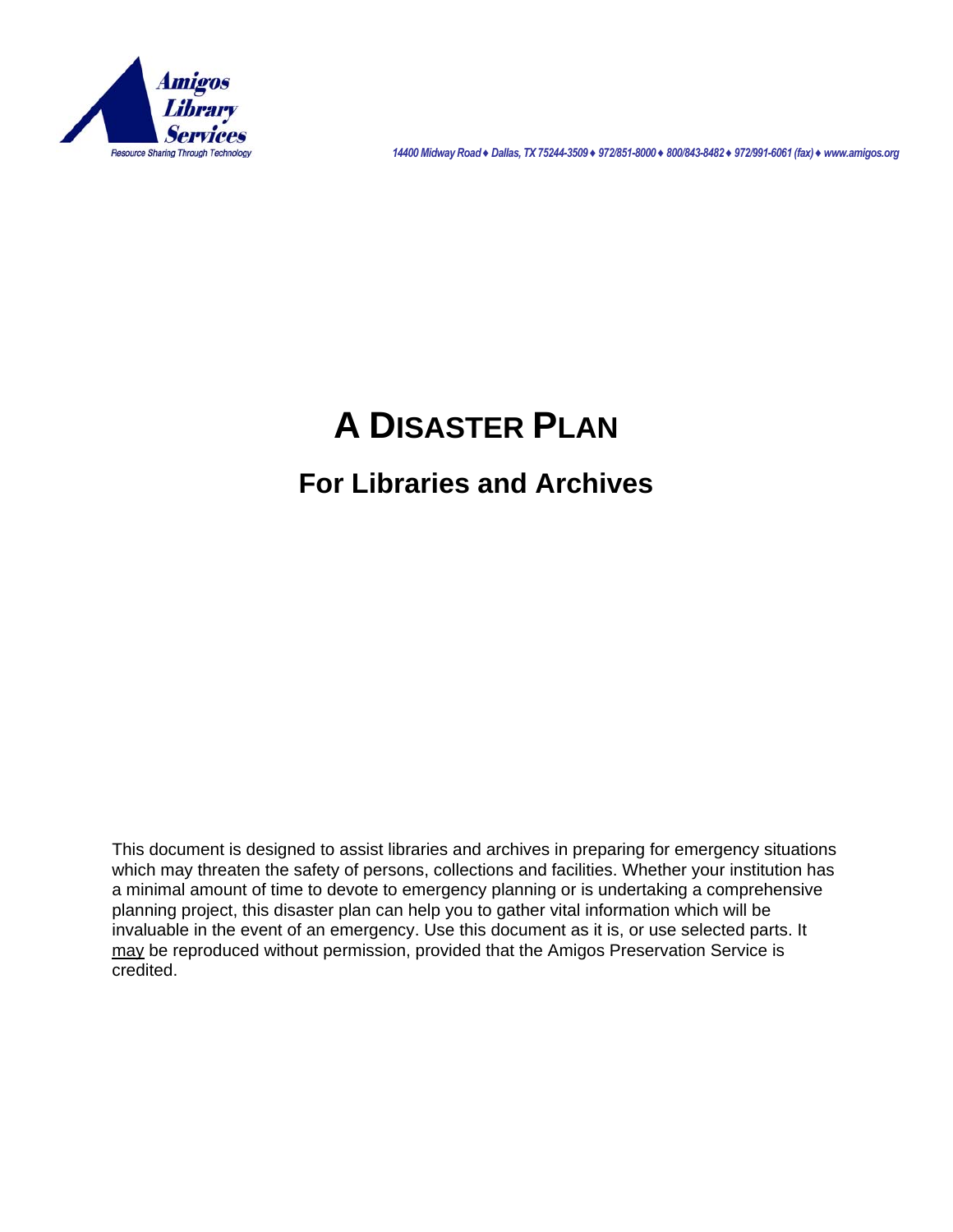Amigos Library Services

Resource Sharing Through Technology

14400 Midway Road ♦ Dallas, TX 75244-3509 ♦ 972/851-8000 ♦ 800/843-8482 ♦ 972/991-6061 (fax) ♦ www.amigos.org

# A DISASTER PLAN

## For Libraries and Archives

This document is designed to assist libraries and archives in preparing for emergency situations which may threaten the safety of persons, collections and facilities. Whether your institution has a minimal amount of time to devote to emergency planning or is undertaking a comprehensive planning project, this disaster plan can help you to gather vital information which will be invaluable in the event of an emergency. Use this document as it is, or use selected parts. It may be reproduced without permission, provided that the Amigos Preservation Service is credited.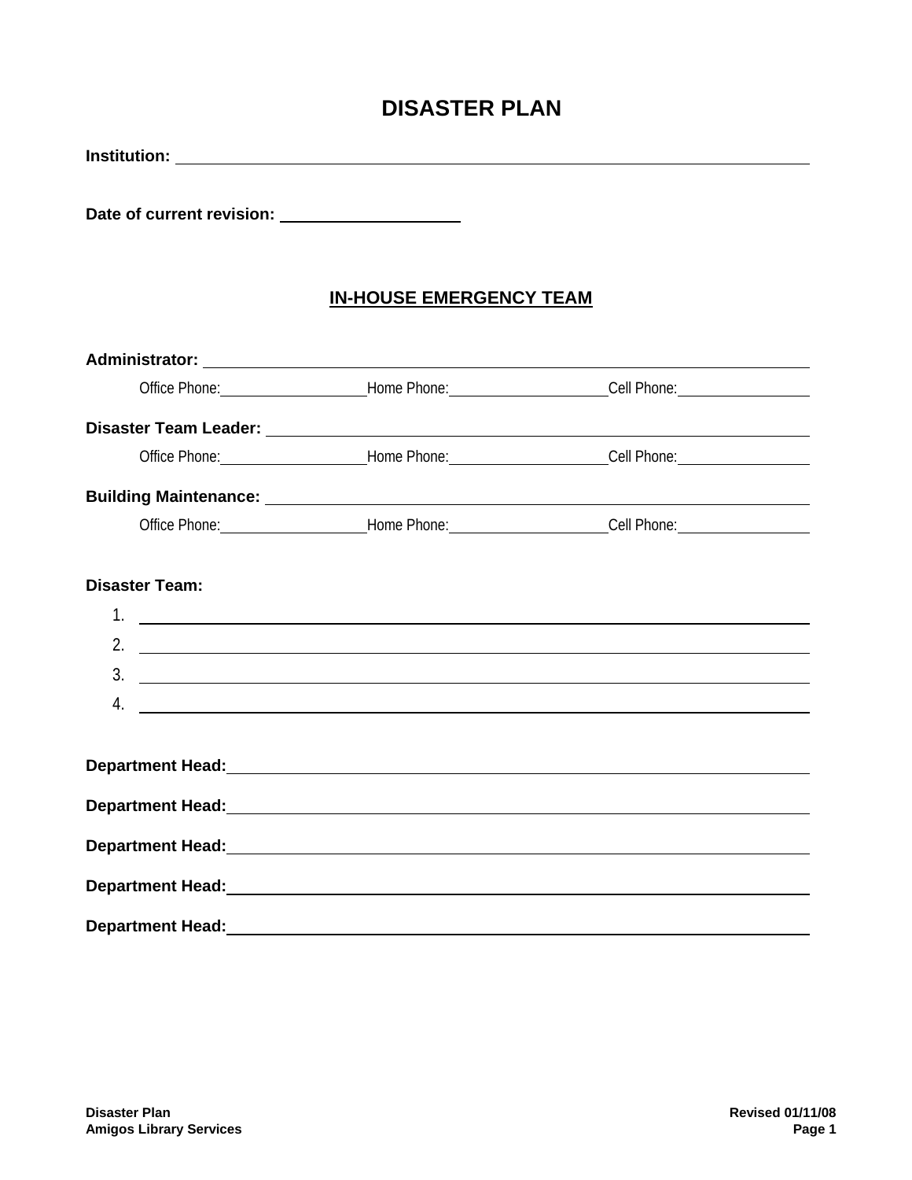# DISASTER PLAN

**Institution:** ______________________________________________

**Date of current revision:** ____________________

## IN-HOUSE EMERGENCY TEAM

**Administrator:** ______________________________________________

Office Phone:__________________ Home Phone:__________________ Cell Phone:__________________

**Disaster Team Leader:** ______________________________________________

Office Phone:__________________ Home Phone:__________________ Cell Phone:__________________

**Building Maintenance:** ______________________________________________

Office Phone:__________________ Home Phone:__________________ Cell Phone:__________________

**Disaster Team:**

1. ______________________________________________
2. ______________________________________________
3. ______________________________________________
4. ______________________________________________

**Department Head:** ______________________________________________

**Department Head:** ______________________________________________

**Department Head:** ______________________________________________

**Department Head:** ______________________________________________

**Department Head:** ______________________________________________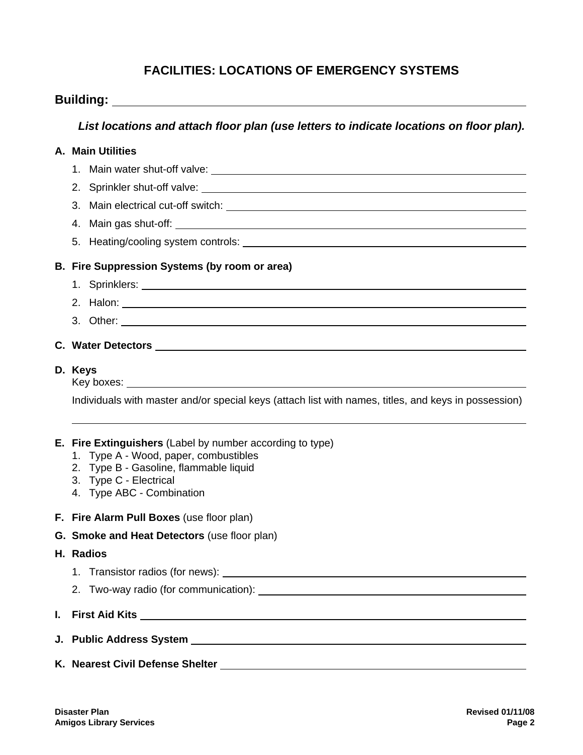# FACILITIES: LOCATIONS OF EMERGENCY SYSTEMS

## Building: \_\_\_\_\_\_\_\_\_\_\_\_\_\_\_\_\_\_\_\_\_\_\_\_\_\_\_\_\_\_\_\_\_\_\_\_\_\_\_\_

***List locations and attach floor plan (use letters to indicate locations on floor plan).***

**A. Main Utilities**

1. Main water shut-off valve: \_\_\_\_\_\_\_\_\_\_\_\_\_\_\_\_\_\_\_\_\_\_\_\_\_\_\_\_\_\_\_\_\_\_\_\_\_\_\_\_
2. Sprinkler shut-off valve: \_\_\_\_\_\_\_\_\_\_\_\_\_\_\_\_\_\_\_\_\_\_\_\_\_\_\_\_\_\_\_\_\_\_\_\_\_\_\_\_
3. Main electrical cut-off switch: \_\_\_\_\_\_\_\_\_\_\_\_\_\_\_\_\_\_\_\_\_\_\_\_\_\_\_\_\_\_\_\_\_\_\_\_\_\_\_\_
4. Main gas shut-off: \_\_\_\_\_\_\_\_\_\_\_\_\_\_\_\_\_\_\_\_\_\_\_\_\_\_\_\_\_\_\_\_\_\_\_\_\_\_\_\_
5. Heating/cooling system controls: \_\_\_\_\_\_\_\_\_\_\_\_\_\_\_\_\_\_\_\_\_\_\_\_\_\_\_\_\_\_\_\_\_\_\_\_\_\_\_\_

**B. Fire Suppression Systems (by room or area)**

1. Sprinklers: \_\_\_\_\_\_\_\_\_\_\_\_\_\_\_\_\_\_\_\_\_\_\_\_\_\_\_\_\_\_\_\_\_\_\_\_\_\_\_\_
2. Halon: \_\_\_\_\_\_\_\_\_\_\_\_\_\_\_\_\_\_\_\_\_\_\_\_\_\_\_\_\_\_\_\_\_\_\_\_\_\_\_\_
3. Other: \_\_\_\_\_\_\_\_\_\_\_\_\_\_\_\_\_\_\_\_\_\_\_\_\_\_\_\_\_\_\_\_\_\_\_\_\_\_\_\_

**C. Water Detectors** \_\_\_\_\_\_\_\_\_\_\_\_\_\_\_\_\_\_\_\_\_\_\_\_\_\_\_\_\_\_\_\_\_\_\_\_\_\_\_\_

**D. Keys**

Key boxes: \_\_\_\_\_\_\_\_\_\_\_\_\_\_\_\_\_\_\_\_\_\_\_\_\_\_\_\_\_\_\_\_\_\_\_\_\_\_\_\_

Individuals with master and/or special keys (attach list with names, titles, and keys in possession)

\_\_\_\_\_\_\_\_\_\_\_\_\_\_\_\_\_\_\_\_\_\_\_\_\_\_\_\_\_\_\_\_\_\_\_\_\_\_\_\_

**E. Fire Extinguishers** (Label by number according to type)

1. Type A - Wood, paper, combustibles
2. Type B - Gasoline, flammable liquid
3. Type C - Electrical
4. Type ABC - Combination

**F. Fire Alarm Pull Boxes** (use floor plan)

**G. Smoke and Heat Detectors** (use floor plan)

**H. Radios**

1. Transistor radios (for news): \_\_\_\_\_\_\_\_\_\_\_\_\_\_\_\_\_\_\_\_\_\_\_\_\_\_\_\_\_\_\_\_\_\_\_\_\_\_\_\_
2. Two-way radio (for communication): \_\_\_\_\_\_\_\_\_\_\_\_\_\_\_\_\_\_\_\_\_\_\_\_\_\_\_\_\_\_\_\_\_\_\_\_\_\_\_\_

**I. First Aid Kits** \_\_\_\_\_\_\_\_\_\_\_\_\_\_\_\_\_\_\_\_\_\_\_\_\_\_\_\_\_\_\_\_\_\_\_\_\_\_\_\_

**J. Public Address System** \_\_\_\_\_\_\_\_\_\_\_\_\_\_\_\_\_\_\_\_\_\_\_\_\_\_\_\_\_\_\_\_\_\_\_\_\_\_\_\_

**K. Nearest Civil Defense Shelter** \_\_\_\_\_\_\_\_\_\_\_\_\_\_\_\_\_\_\_\_\_\_\_\_\_\_\_\_\_\_\_\_\_\_\_\_\_\_\_\_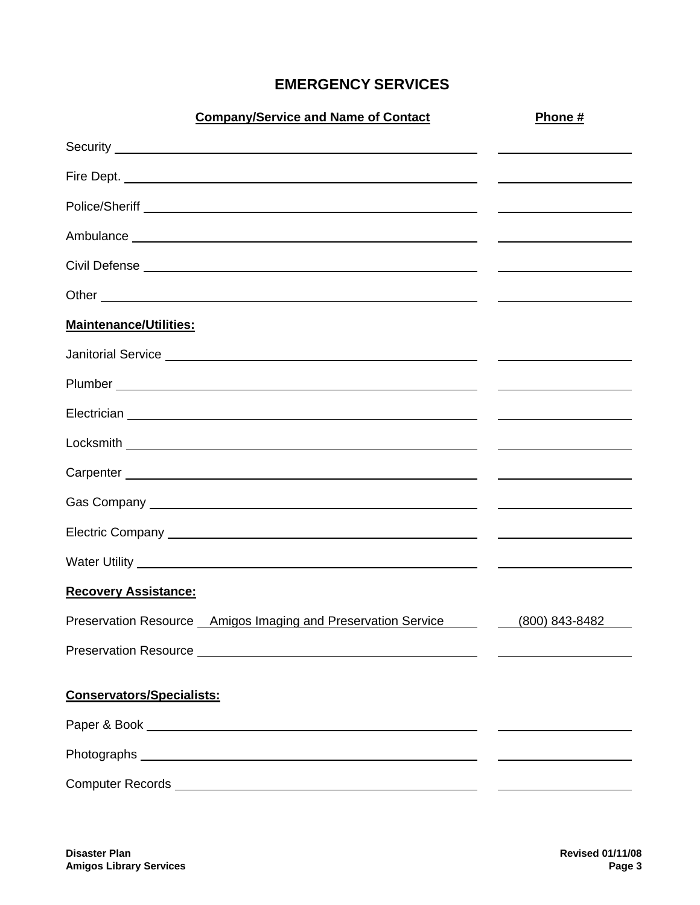# EMERGENCY SERVICES

| Company/Service and Name of Contact | Phone # |
|---|---|
| Security | |
| Fire Dept. | |
| Police/Sheriff | |
| Ambulance | |
| Civil Defense | |
| Other | |
| **Maintenance/Utilities:** | |
| Janitorial Service | |
| Plumber | |
| Electrician | |
| Locksmith | |
| Carpenter | |
| Gas Company | |
| Electric Company | |
| Water Utility | |
| **Recovery Assistance:** | |
| Preservation Resource Amigos Imaging and Preservation Service | (800) 843-8482 |
| Preservation Resource | |
| **Conservators/Specialists:** | |
| Paper & Book | |
| Photographs | |
| Computer Records | |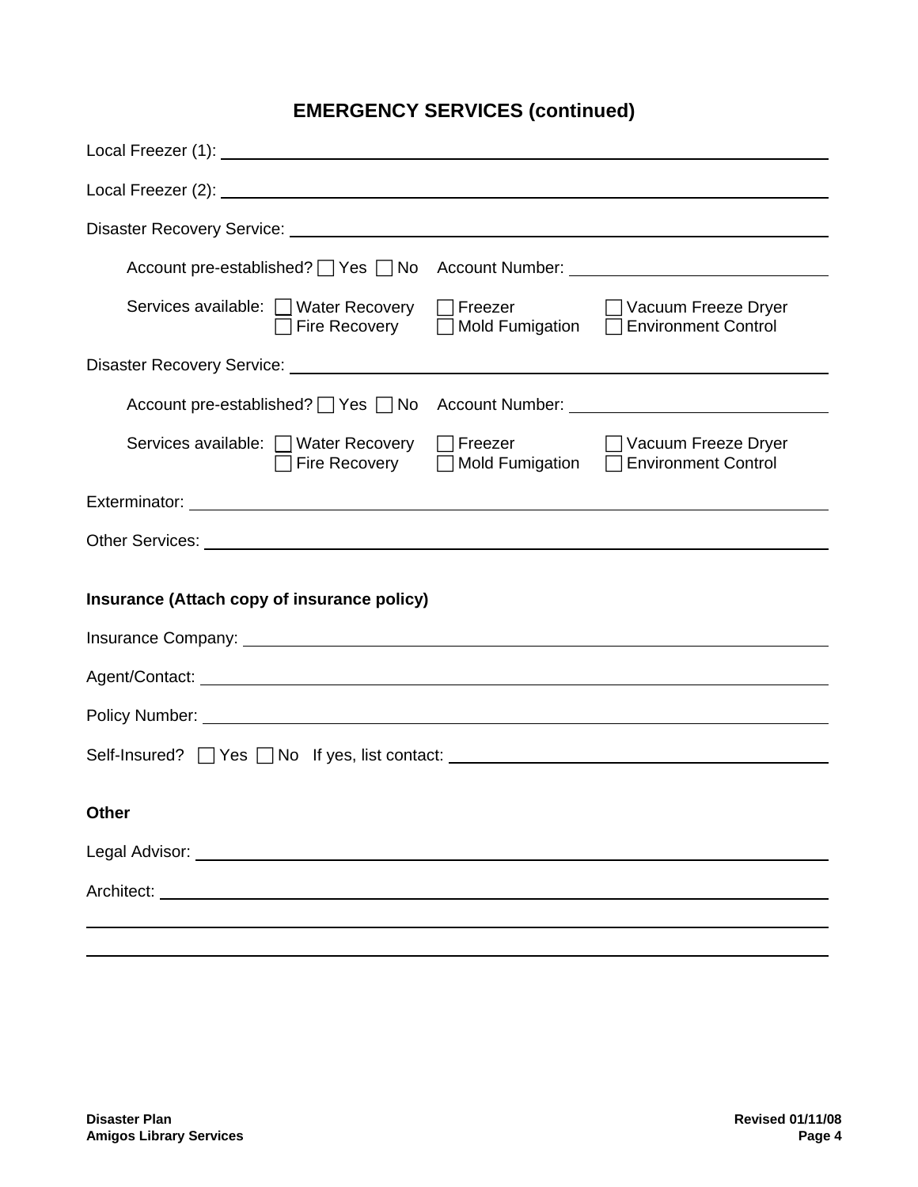# EMERGENCY SERVICES (continued)

Local Freezer (1): ______________________________________________

Local Freezer (2): ______________________________________________

Disaster Recovery Service: ______________________________________

Account pre-established? ☐ Yes ☐ No Account Number: ________________

Services available: ☐ Water Recovery ☐ Freezer ☐ Vacuum Freeze Dryer
☐ Fire Recovery ☐ Mold Fumigation ☐ Environment Control

Disaster Recovery Service: ______________________________________

Account pre-established? ☐ Yes ☐ No Account Number: ________________

Services available: ☐ Water Recovery ☐ Freezer ☐ Vacuum Freeze Dryer
☐ Fire Recovery ☐ Mold Fumigation ☐ Environment Control

Exterminator: __________________________________________________

Other Services: ________________________________________________

**Insurance (Attach copy of insurance policy)**

Insurance Company: _____________________________________________

Agent/Contact: _________________________________________________

Policy Number: _________________________________________________

Self-Insured? ☐ Yes ☐ No If yes, list contact: ____________________

**Other**

Legal Advisor: _________________________________________________

Architect: _____________________________________________________

________________________________________________________________

________________________________________________________________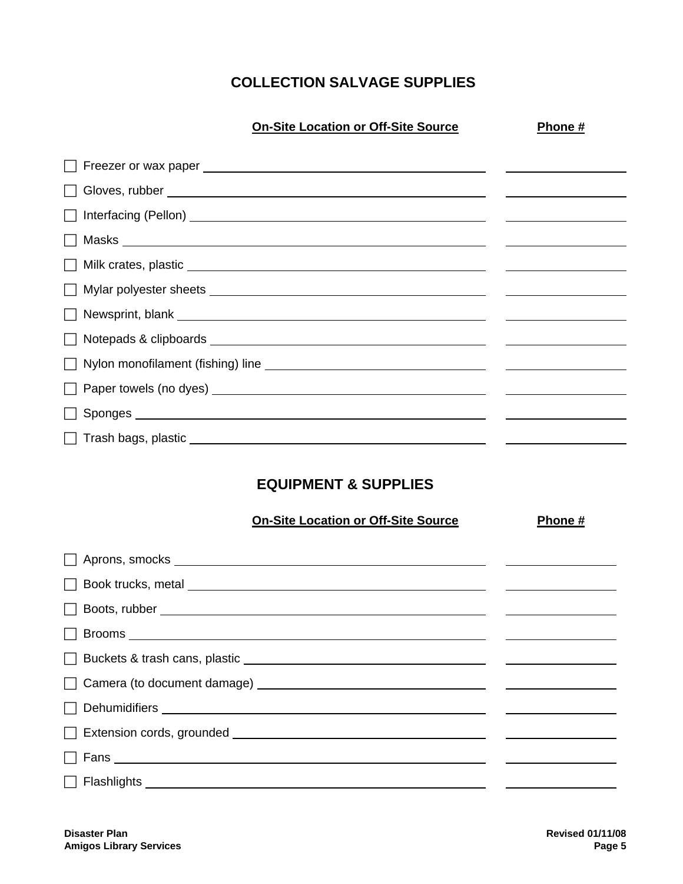## COLLECTION SALVAGE SUPPLIES

| | On-Site Location or Off-Site Source | Phone # |
|---|---|---|
| ☐ Freezer or wax paper | | |
| ☐ Gloves, rubber | | |
| ☐ Interfacing (Pellon) | | |
| ☐ Masks | | |
| ☐ Milk crates, plastic | | |
| ☐ Mylar polyester sheets | | |
| ☐ Newsprint, blank | | |
| ☐ Notepads & clipboards | | |
| ☐ Nylon monofilament (fishing) line | | |
| ☐ Paper towels (no dyes) | | |
| ☐ Sponges | | |
| ☐ Trash bags, plastic | | |

## EQUIPMENT & SUPPLIES

| | On-Site Location or Off-Site Source | Phone # |
|---|---|---|
| ☐ Aprons, smocks | | |
| ☐ Book trucks, metal | | |
| ☐ Boots, rubber | | |
| ☐ Brooms | | |
| ☐ Buckets & trash cans, plastic | | |
| ☐ Camera (to document damage) | | |
| ☐ Dehumidifiers | | |
| ☐ Extension cords, grounded | | |
| ☐ Fans | | |
| ☐ Flashlights | | |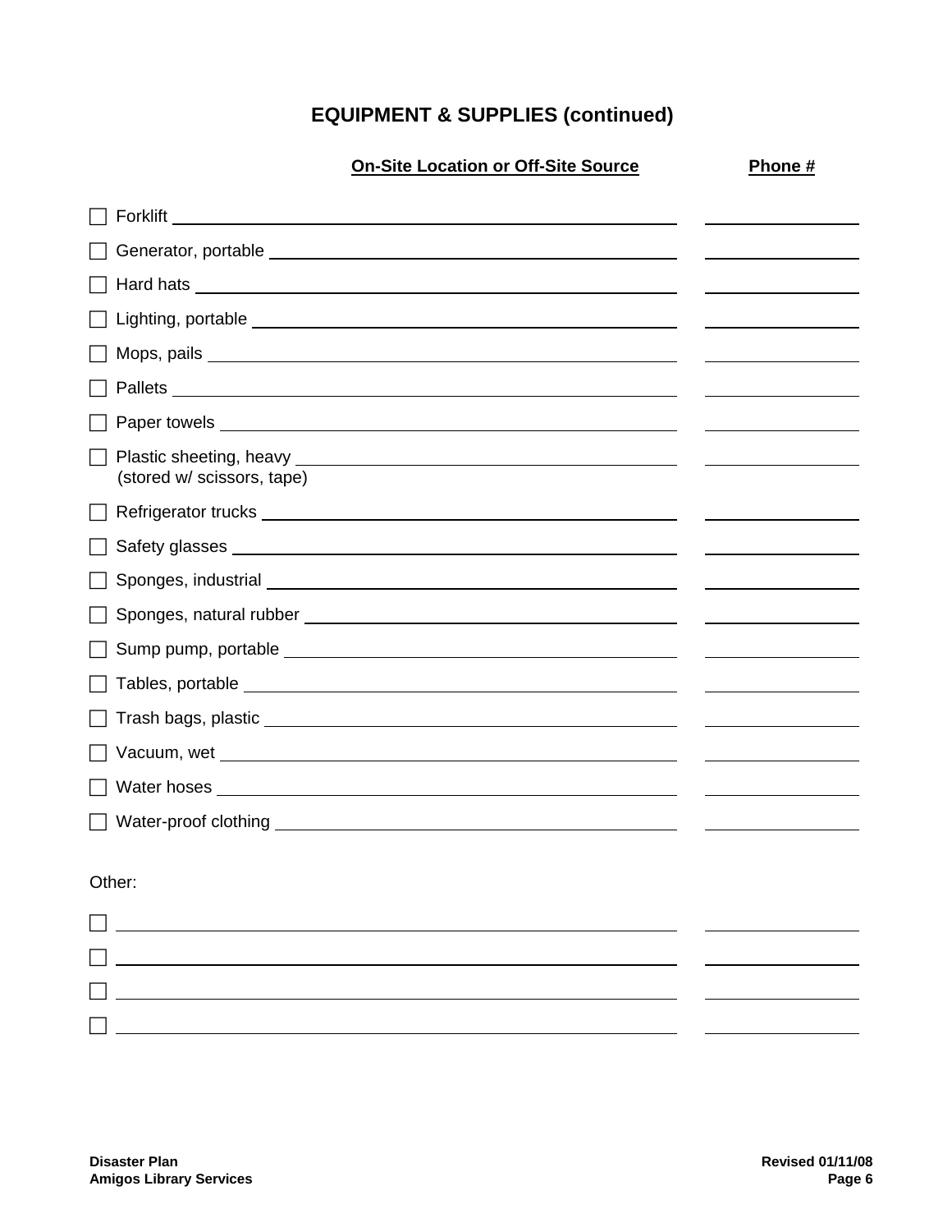## EQUIPMENT & SUPPLIES (continued)

| | On-Site Location or Off-Site Source | Phone # |
|---|---|---|
| ☐ Forklift | | |
| ☐ Generator, portable | | |
| ☐ Hard hats | | |
| ☐ Lighting, portable | | |
| ☐ Mops, pails | | |
| ☐ Pallets | | |
| ☐ Paper towels | | |
| ☐ Plastic sheeting, heavy (stored w/ scissors, tape) | | |
| ☐ Refrigerator trucks | | |
| ☐ Safety glasses | | |
| ☐ Sponges, industrial | | |
| ☐ Sponges, natural rubber | | |
| ☐ Sump pump, portable | | |
| ☐ Tables, portable | | |
| ☐ Trash bags, plastic | | |
| ☐ Vacuum, wet | | |
| ☐ Water hoses | | |
| ☐ Water-proof clothing | | |

Other:

| | | |
|---|---|---|
| ☐ | | |
| ☐ | | |
| ☐ | | |
| ☐ | | |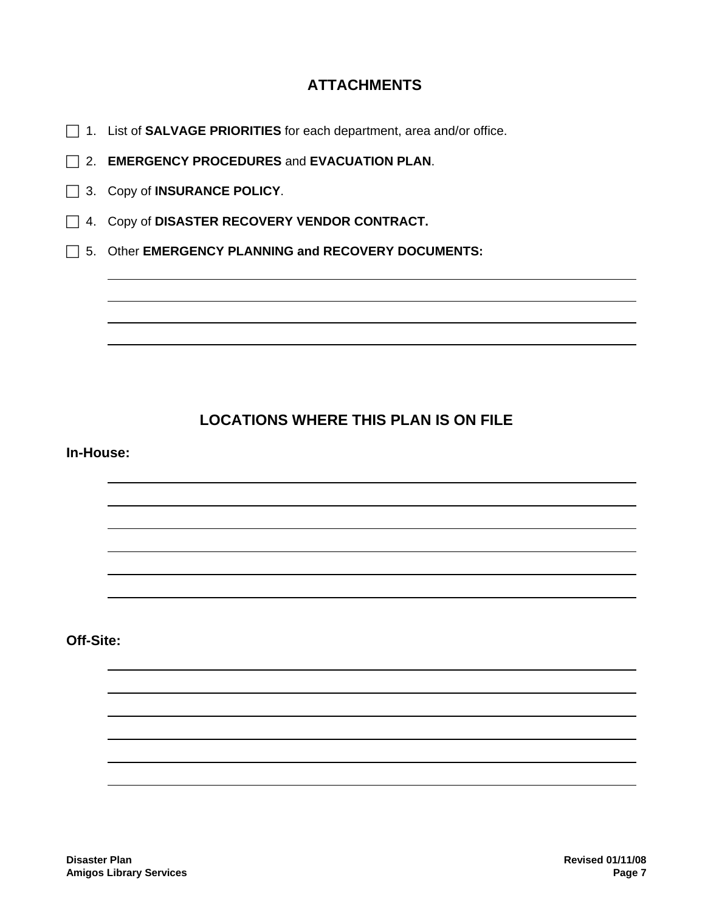## ATTACHMENTS

- [ ] 1. List of **SALVAGE PRIORITIES** for each department, area and/or office.
- [ ] 2. **EMERGENCY PROCEDURES** and **EVACUATION PLAN**.
- [ ] 3. Copy of **INSURANCE POLICY**.
- [ ] 4. Copy of **DISASTER RECOVERY VENDOR CONTRACT.**
- [ ] 5. Other **EMERGENCY PLANNING and RECOVERY DOCUMENTS:**

\_\_\_\_\_\_\_\_\_\_\_\_\_\_\_\_\_\_\_\_\_\_\_\_\_\_\_\_\_\_\_\_\_\_\_\_\_\_\_\_

\_\_\_\_\_\_\_\_\_\_\_\_\_\_\_\_\_\_\_\_\_\_\_\_\_\_\_\_\_\_\_\_\_\_\_\_\_\_\_\_

\_\_\_\_\_\_\_\_\_\_\_\_\_\_\_\_\_\_\_\_\_\_\_\_\_\_\_\_\_\_\_\_\_\_\_\_\_\_\_\_

\_\_\_\_\_\_\_\_\_\_\_\_\_\_\_\_\_\_\_\_\_\_\_\_\_\_\_\_\_\_\_\_\_\_\_\_\_\_\_\_

## LOCATIONS WHERE THIS PLAN IS ON FILE

**In-House:**

\_\_\_\_\_\_\_\_\_\_\_\_\_\_\_\_\_\_\_\_\_\_\_\_\_\_\_\_\_\_\_\_\_\_\_\_\_\_\_\_

\_\_\_\_\_\_\_\_\_\_\_\_\_\_\_\_\_\_\_\_\_\_\_\_\_\_\_\_\_\_\_\_\_\_\_\_\_\_\_\_

\_\_\_\_\_\_\_\_\_\_\_\_\_\_\_\_\_\_\_\_\_\_\_\_\_\_\_\_\_\_\_\_\_\_\_\_\_\_\_\_

\_\_\_\_\_\_\_\_\_\_\_\_\_\_\_\_\_\_\_\_\_\_\_\_\_\_\_\_\_\_\_\_\_\_\_\_\_\_\_\_

\_\_\_\_\_\_\_\_\_\_\_\_\_\_\_\_\_\_\_\_\_\_\_\_\_\_\_\_\_\_\_\_\_\_\_\_\_\_\_\_

\_\_\_\_\_\_\_\_\_\_\_\_\_\_\_\_\_\_\_\_\_\_\_\_\_\_\_\_\_\_\_\_\_\_\_\_\_\_\_\_

**Off-Site:**

\_\_\_\_\_\_\_\_\_\_\_\_\_\_\_\_\_\_\_\_\_\_\_\_\_\_\_\_\_\_\_\_\_\_\_\_\_\_\_\_

\_\_\_\_\_\_\_\_\_\_\_\_\_\_\_\_\_\_\_\_\_\_\_\_\_\_\_\_\_\_\_\_\_\_\_\_\_\_\_\_

\_\_\_\_\_\_\_\_\_\_\_\_\_\_\_\_\_\_\_\_\_\_\_\_\_\_\_\_\_\_\_\_\_\_\_\_\_\_\_\_

\_\_\_\_\_\_\_\_\_\_\_\_\_\_\_\_\_\_\_\_\_\_\_\_\_\_\_\_\_\_\_\_\_\_\_\_\_\_\_\_

\_\_\_\_\_\_\_\_\_\_\_\_\_\_\_\_\_\_\_\_\_\_\_\_\_\_\_\_\_\_\_\_\_\_\_\_\_\_\_\_

\_\_\_\_\_\_\_\_\_\_\_\_\_\_\_\_\_\_\_\_\_\_\_\_\_\_\_\_\_\_\_\_\_\_\_\_\_\_\_\_